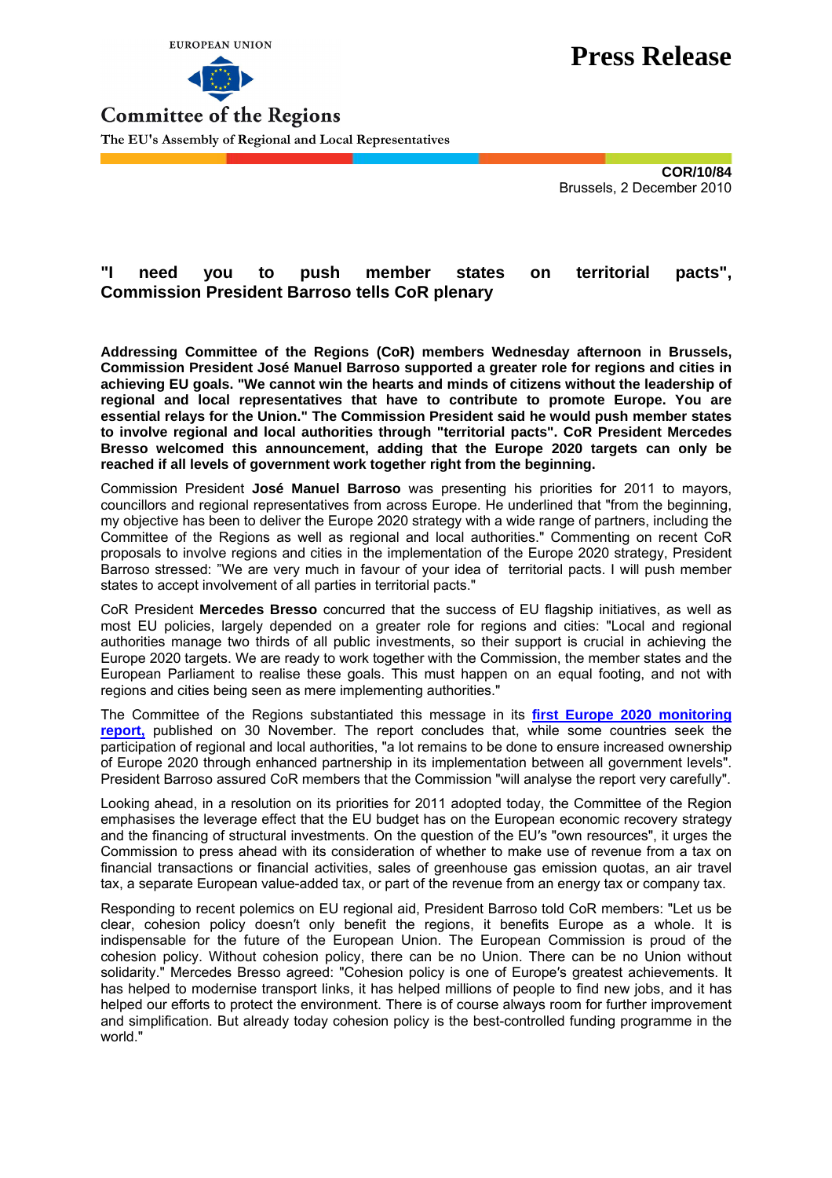EUROPEAN UNION

Committee of the Regions

The EU's Assembly of Regional and Local Representatives

# Press Release

**COR/10/84**

Brussels, 2 December 2010

## "I need you to push member states on territorial pacts", Commission President Barroso tells CoR plenary

**Addressing Committee of the Regions (CoR) members Wednesday afternoon in Brussels, Commission President José Manuel Barroso supported a greater role for regions and cities in achieving EU goals. "We cannot win the hearts and minds of citizens without the leadership of regional and local representatives that have to contribute to promote Europe. You are essential relays for the Union." The Commission President said he would push member states to involve regional and local authorities through "territorial pacts". CoR President Mercedes Bresso welcomed this announcement, adding that the Europe 2020 targets can only be reached if all levels of government work together right from the beginning.**

Commission President **José Manuel Barroso** was presenting his priorities for 2011 to mayors, councillors and regional representatives from across Europe. He underlined that "from the beginning, my objective has been to deliver the Europe 2020 strategy with a wide range of partners, including the Committee of the Regions as well as regional and local authorities." Commenting on recent CoR proposals to involve regions and cities in the implementation of the Europe 2020 strategy, President Barroso stressed: "We are very much in favour of your idea of territorial pacts. I will push member states to accept involvement of all parties in territorial pacts."

CoR President **Mercedes Bresso** concurred that the success of EU flagship initiatives, as well as most EU policies, largely depended on a greater role for regions and cities: "Local and regional authorities manage two thirds of all public investments, so their support is crucial in achieving the Europe 2020 targets. We are ready to work together with the Commission, the member states and the European Parliament to realise these goals. This must happen on an equal footing, and not with regions and cities being seen as mere implementing authorities."

The Committee of the Regions substantiated this message in its **first Europe 2020 monitoring report,** published on 30 November. The report concludes that, while some countries seek the participation of regional and local authorities, "a lot remains to be done to ensure increased ownership of Europe 2020 through enhanced partnership in its implementation between all government levels". President Barroso assured CoR members that the Commission "will analyse the report very carefully".

Looking ahead, in a resolution on its priorities for 2011 adopted today, the Committee of the Region emphasises the leverage effect that the EU budget has on the European economic recovery strategy and the financing of structural investments. On the question of the EU′s "own resources", it urges the Commission to press ahead with its consideration of whether to make use of revenue from a tax on financial transactions or financial activities, sales of greenhouse gas emission quotas, an air travel tax, a separate European value-added tax, or part of the revenue from an energy tax or company tax.

Responding to recent polemics on EU regional aid, President Barroso told CoR members: "Let us be clear, cohesion policy doesn′t only benefit the regions, it benefits Europe as a whole. It is indispensable for the future of the European Union. The European Commission is proud of the cohesion policy. Without cohesion policy, there can be no Union. There can be no Union without solidarity." Mercedes Bresso agreed: "Cohesion policy is one of Europe′s greatest achievements. It has helped to modernise transport links, it has helped millions of people to find new jobs, and it has helped our efforts to protect the environment. There is of course always room for further improvement and simplification. But already today cohesion policy is the best-controlled funding programme in the world."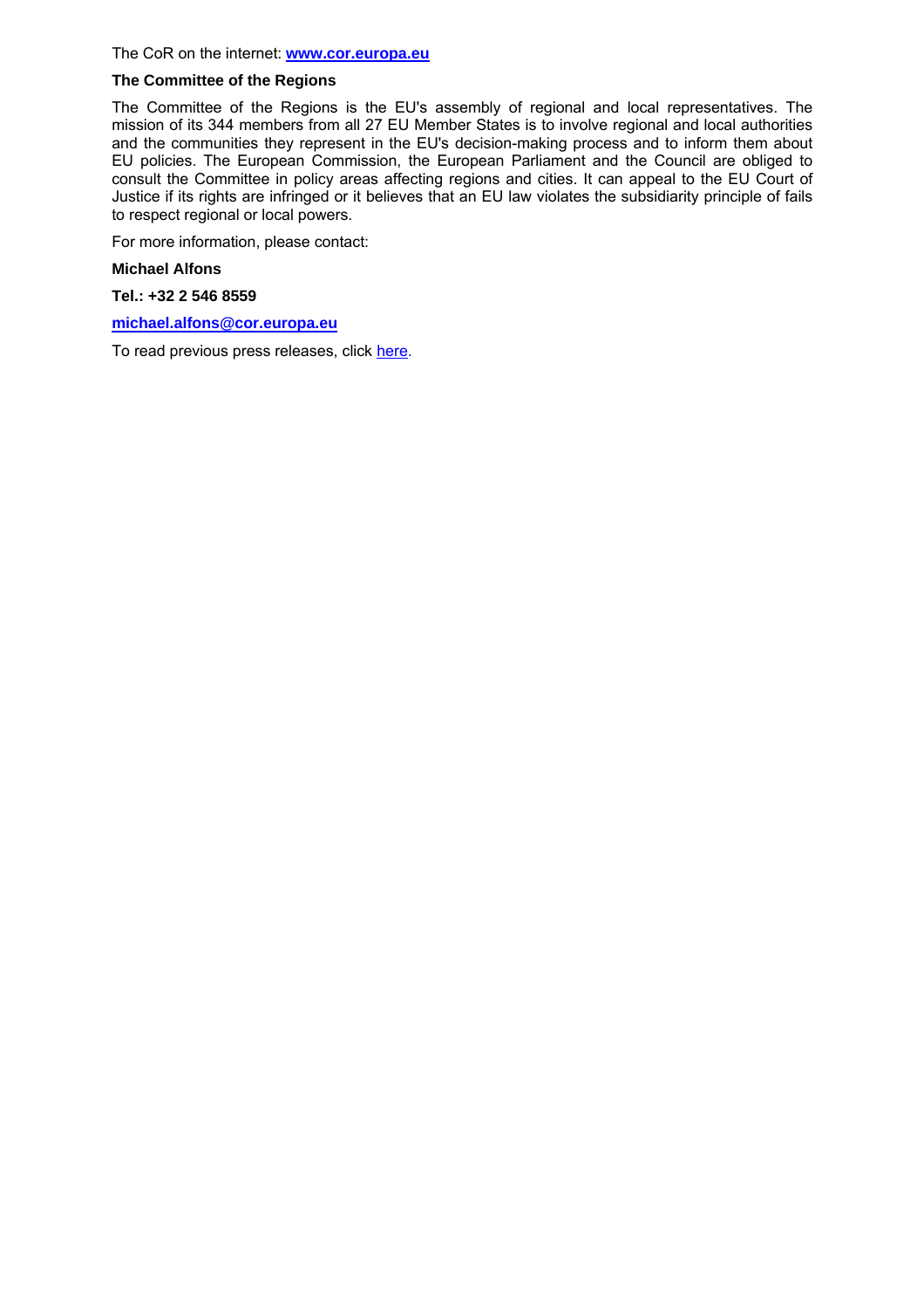The CoR on the internet: **www.cor.europa.eu**

**The Committee of the Regions**

The Committee of the Regions is the EU's assembly of regional and local representatives. The mission of its 344 members from all 27 EU Member States is to involve regional and local authorities and the communities they represent in the EU's decision-making process and to inform them about EU policies. The European Commission, the European Parliament and the Council are obliged to consult the Committee in policy areas affecting regions and cities. It can appeal to the EU Court of Justice if its rights are infringed or it believes that an EU law violates the subsidiarity principle of fails to respect regional or local powers.

For more information, please contact:

**Michael Alfons**

**Tel.: +32 2 546 8559**

**michael.alfons@cor.europa.eu**

To read previous press releases, click here.